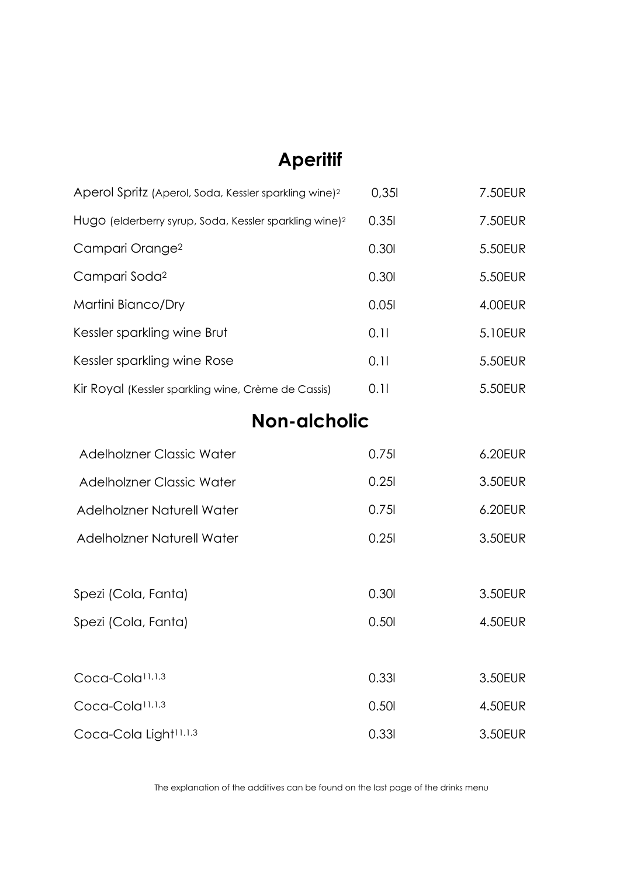## Aperitif

| | | |
|---|---|---|
| Aperol Spritz (Aperol, Soda, Kessler sparkling wine)[2] | 0,35l | 7.50EUR |
| Hugo (elderberry syrup, Soda, Kessler sparkling wine)[2] | 0.35l | 7.50EUR |
| Campari Orange[2] | 0.30l | 5.50EUR |
| Campari Soda[2] | 0.30l | 5.50EUR |
| Martini Bianco/Dry | 0.05l | 4.00EUR |
| Kessler sparkling wine Brut | 0.1l | 5.10EUR |
| Kessler sparkling wine Rose | 0.1l | 5.50EUR |
| Kir Royal (Kessler sparkling wine, Crème de Cassis) | 0.1l | 5.50EUR |

## Non-alcholic

| | | |
|---|---|---|
| Adelholzner Classic Water | 0.75l | 6.20EUR |
| Adelholzner Classic Water | 0.25l | 3.50EUR |
| Adelholzner Naturell Water | 0.75l | 6.20EUR |
| Adelholzner Naturell Water | 0.25l | 3.50EUR |
| | | |
| Spezi (Cola, Fanta) | 0.30l | 3.50EUR |
| Spezi (Cola, Fanta) | 0.50l | 4.50EUR |
| | | |
| Coca-Cola[11,1,3] | 0.33l | 3.50EUR |
| Coca-Cola[11,1,3] | 0.50l | 4.50EUR |
| Coca-Cola Light[11,1,3] | 0.33l | 3.50EUR |

The explanation of the additives can be found on the last page of the drinks menu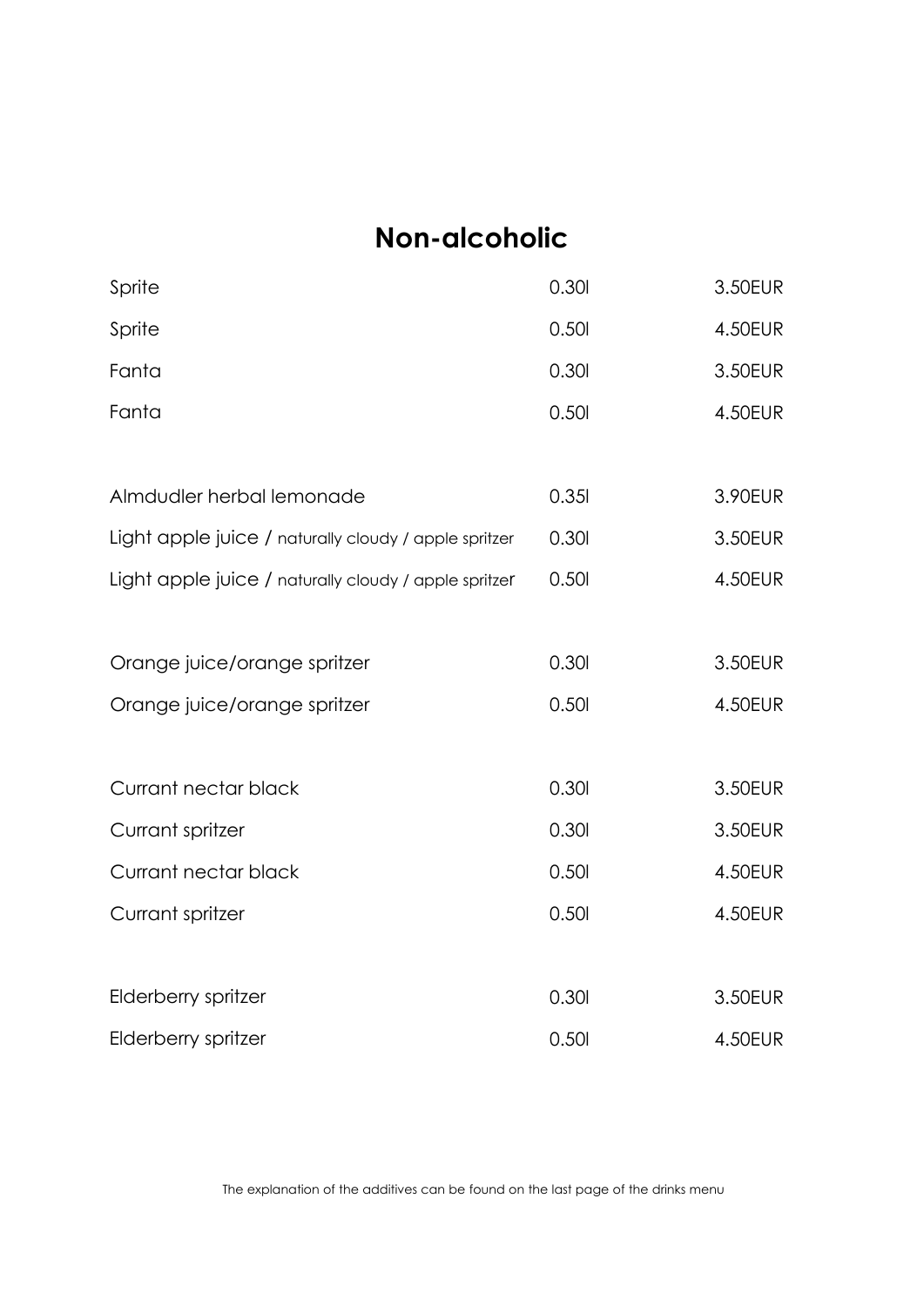# Non-alcoholic

| | | |
|---|---|---|
| Sprite | 0.30l | 3.50EUR |
| Sprite | 0.50l | 4.50EUR |
| Fanta | 0.30l | 3.50EUR |
| Fanta | 0.50l | 4.50EUR |
| | | |
| Almdudler herbal lemonade | 0.35l | 3.90EUR |
| Light apple juice / naturally cloudy / apple spritzer | 0.30l | 3.50EUR |
| Light apple juice / naturally cloudy / apple spritzer | 0.50l | 4.50EUR |
| | | |
| Orange juice/orange spritzer | 0.30l | 3.50EUR |
| Orange juice/orange spritzer | 0.50l | 4.50EUR |
| | | |
| Currant nectar black | 0.30l | 3.50EUR |
| Currant spritzer | 0.30l | 3.50EUR |
| Currant nectar black | 0.50l | 4.50EUR |
| Currant spritzer | 0.50l | 4.50EUR |
| | | |
| Elderberry spritzer | 0.30l | 3.50EUR |
| Elderberry spritzer | 0.50l | 4.50EUR |

The explanation of the additives can be found on the last page of the drinks menu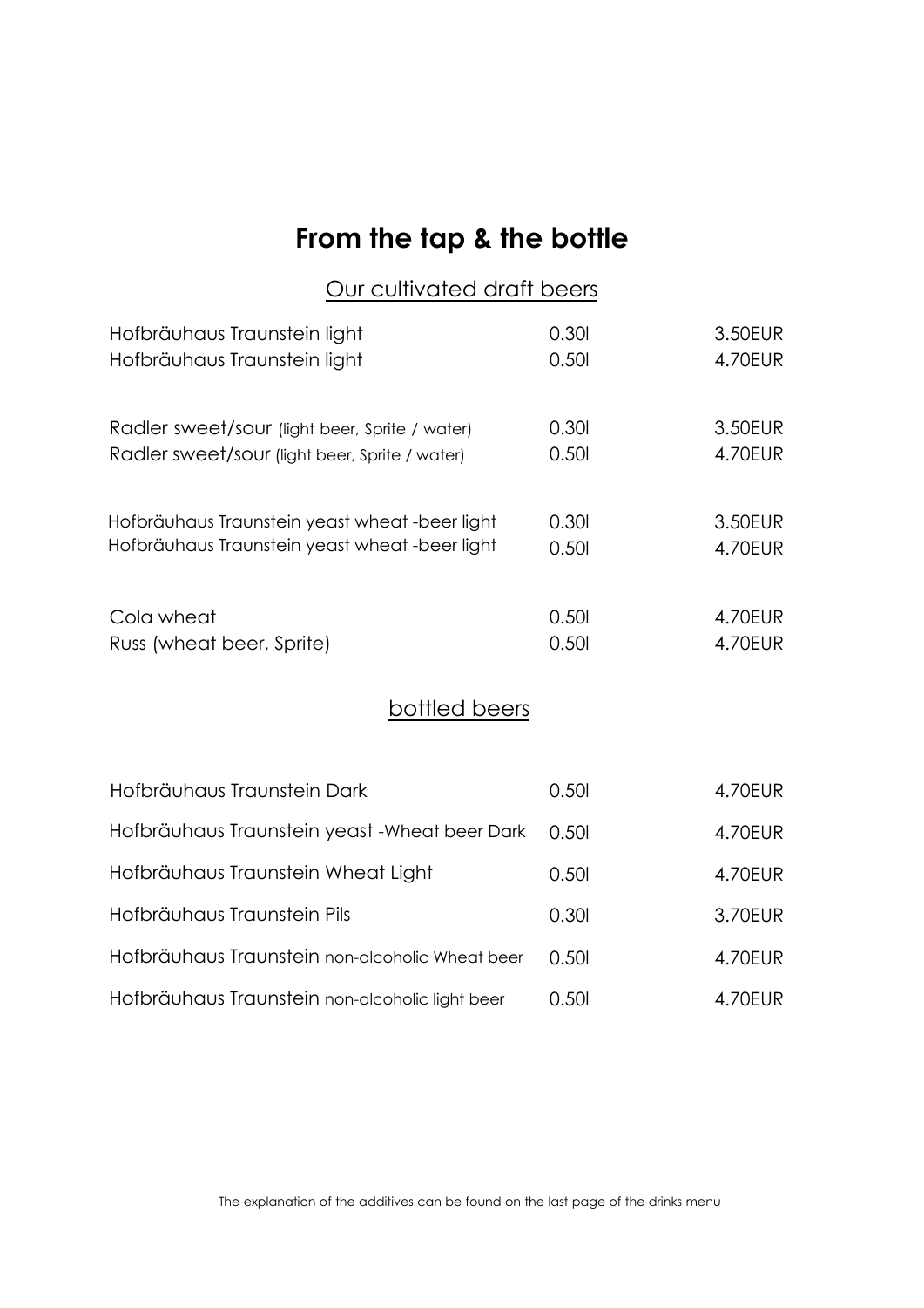# From the tap & the bottle

## Our cultivated draft beers

| | | |
|---|---|---|
| Hofbräuhaus Traunstein light | 0.30l | 3.50EUR |
| Hofbräuhaus Traunstein light | 0.50l | 4.70EUR |
| Radler sweet/sour (light beer, Sprite / water) | 0.30l | 3.50EUR |
| Radler sweet/sour (light beer, Sprite / water) | 0.50l | 4.70EUR |
| Hofbräuhaus Traunstein yeast wheat -beer light | 0.30l | 3.50EUR |
| Hofbräuhaus Traunstein yeast wheat -beer light | 0.50l | 4.70EUR |
| Cola wheat | 0.50l | 4.70EUR |
| Russ (wheat beer, Sprite) | 0.50l | 4.70EUR |

## bottled beers

| | | |
|---|---|---|
| Hofbräuhaus Traunstein Dark | 0.50l | 4.70EUR |
| Hofbräuhaus Traunstein yeast -Wheat beer Dark | 0.50l | 4.70EUR |
| Hofbräuhaus Traunstein Wheat Light | 0.50l | 4.70EUR |
| Hofbräuhaus Traunstein Pils | 0.30l | 3.70EUR |
| Hofbräuhaus Traunstein non-alcoholic Wheat beer | 0.50l | 4.70EUR |
| Hofbräuhaus Traunstein non-alcoholic light beer | 0.50l | 4.70EUR |

The explanation of the additives can be found on the last page of the drinks menu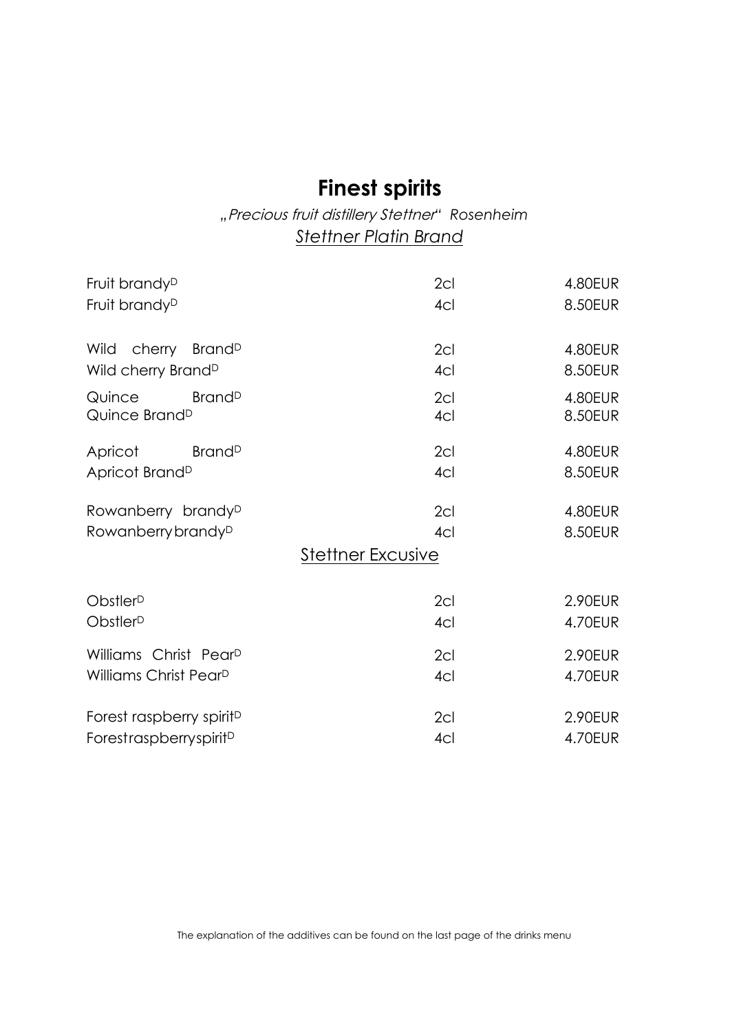# Finest spirits

„*Precious fruit distillery Stettner*" *Rosenheim*

<u>*Stettner Platin Brand*</u>

| | | |
|---|---|---|
| Fruit brandy[D] | 2cl | 4.80EUR |
| Fruit brandy[D] | 4cl | 8.50EUR |
| Wild cherry Brand[D] | 2cl | 4.80EUR |
| Wild cherry Brand[D] | 4cl | 8.50EUR |
| Quince Brand[D] | 2cl | 4.80EUR |
| Quince Brand[D] | 4cl | 8.50EUR |
| Apricot Brand[D] | 2cl | 4.80EUR |
| Apricot Brand[D] | 4cl | 8.50EUR |
| Rowanberry brandy[D] | 2cl | 4.80EUR |
| Rowanberry brandy[D] | 4cl | 8.50EUR |

<u>Stettner Excusive</u>

| | | |
|---|---|---|
| Obstler[D] | 2cl | 2.90EUR |
| Obstler[D] | 4cl | 4.70EUR |
| Williams Christ Pear[D] | 2cl | 2.90EUR |
| Williams Christ Pear[D] | 4cl | 4.70EUR |
| Forest raspberry spirit[D] | 2cl | 2.90EUR |
| Forest raspberry spirit[D] | 4cl | 4.70EUR |

The explanation of the additives can be found on the last page of the drinks menu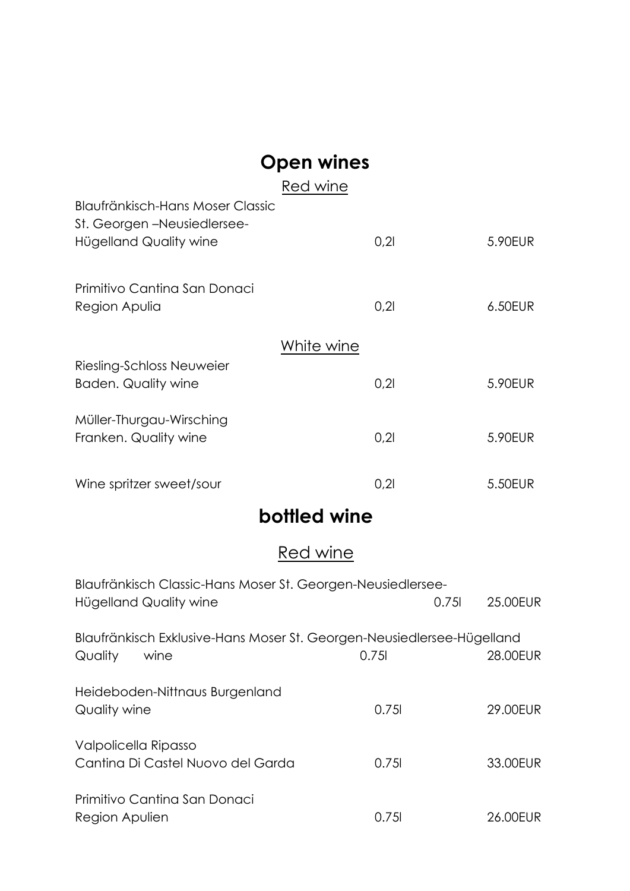# Open wines

## Red wine

| | | |
|---|---|---|
| Blaufränkisch-Hans Moser Classic St. Georgen –Neusiedlersee-Hügelland Quality wine | 0,2l | 5.90EUR |
| Primitivo Cantina San Donaci Region Apulia | 0,2l | 6.50EUR |

## White wine

| | | |
|---|---|---|
| Riesling-Schloss Neuweier Baden. Quality wine | 0,2l | 5.90EUR |
| Müller-Thurgau-Wirsching Franken. Quality wine | 0,2l | 5.90EUR |
| Wine spritzer sweet/sour | 0,2l | 5.50EUR |

# bottled wine

## Red wine

| | | |
|---|---|---|
| Blaufränkisch Classic-Hans Moser St. Georgen-Neusiedlersee-Hügelland Quality wine | 0.75l | 25.00EUR |
| Blaufränkisch Exklusive-Hans Moser St. Georgen-Neusiedlersee-Hügelland Quality wine | 0.75l | 28.00EUR |
| Heideboden-Nittnaus Burgenland Quality wine | 0.75l | 29.00EUR |
| Valpolicella Ripasso Cantina Di Castel Nuovo del Garda | 0.75l | 33.00EUR |
| Primitivo Cantina San Donaci Region Apulien | 0.75l | 26.00EUR |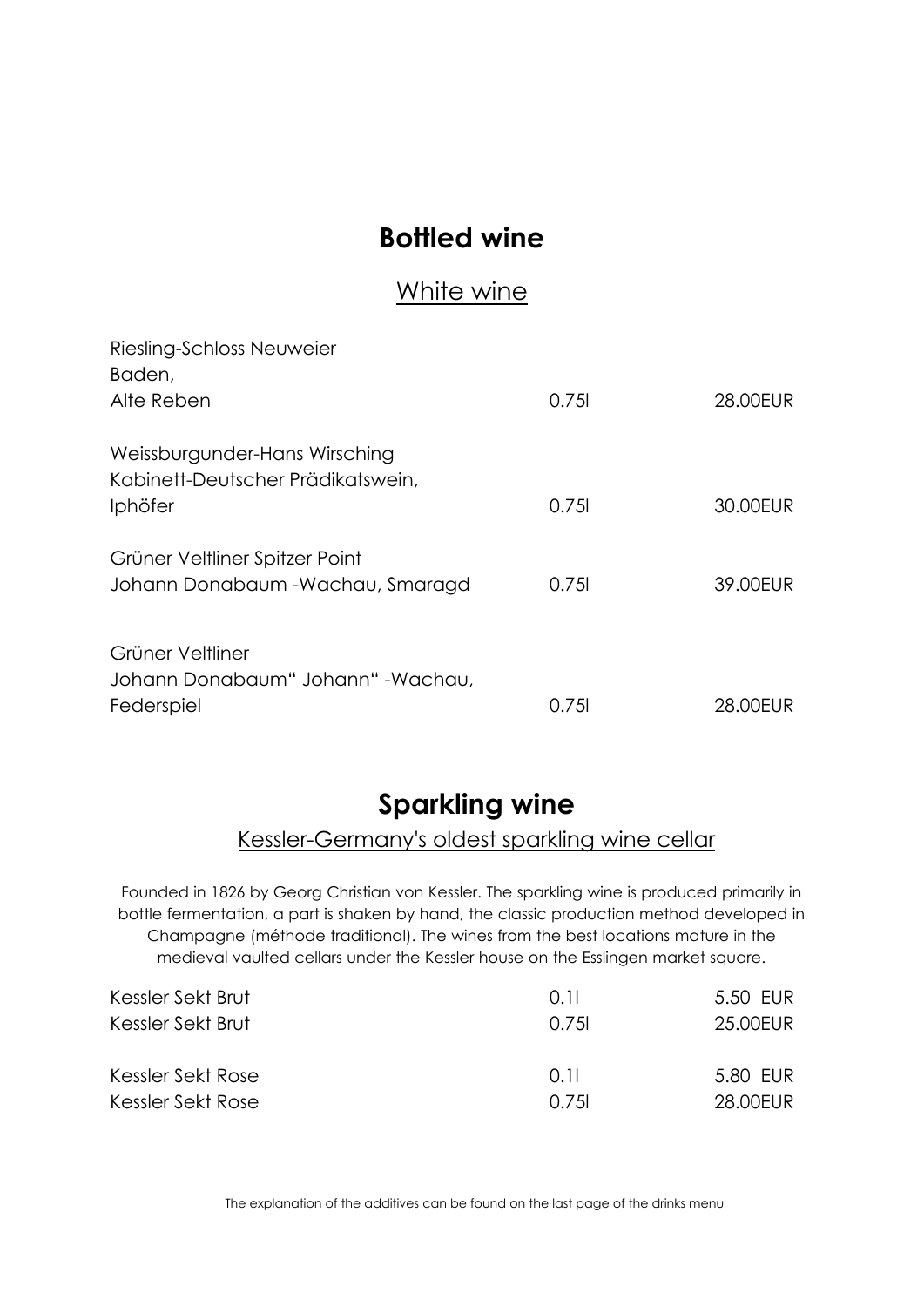# Bottled wine

## White wine

| | | |
|---|---|---|
| Riesling-Schloss Neuweier<br>Baden,<br>Alte Reben | 0.75l | 28.00EUR |
| Weissburgunder-Hans Wirsching<br>Kabinett-Deutscher Prädikatswein,<br>Iphöfer | 0.75l | 30.00EUR |
| Grüner Veltliner Spitzer Point<br>Johann Donabaum -Wachau, Smaragd | 0.75l | 39.00EUR |
| Grüner Veltliner<br>Johann Donabaum“ Johann“ -Wachau,<br>Federspiel | 0.75l | 28.00EUR |

# Sparkling wine

## Kessler-Germany's oldest sparkling wine cellar

Founded in 1826 by Georg Christian von Kessler. The sparkling wine is produced primarily in bottle fermentation, a part is shaken by hand, the classic production method developed in Champagne (méthode traditional). The wines from the best locations mature in the medieval vaulted cellars under the Kessler house on the Esslingen market square.

| | | |
|---|---|---|
| Kessler Sekt Brut | 0.1l | 5.50 EUR |
| Kessler Sekt Brut | 0.75l | 25.00EUR |
| Kessler Sekt Rose | 0.1l | 5.80 EUR |
| Kessler Sekt Rose | 0.75l | 28.00EUR |

The explanation of the additives can be found on the last page of the drinks menu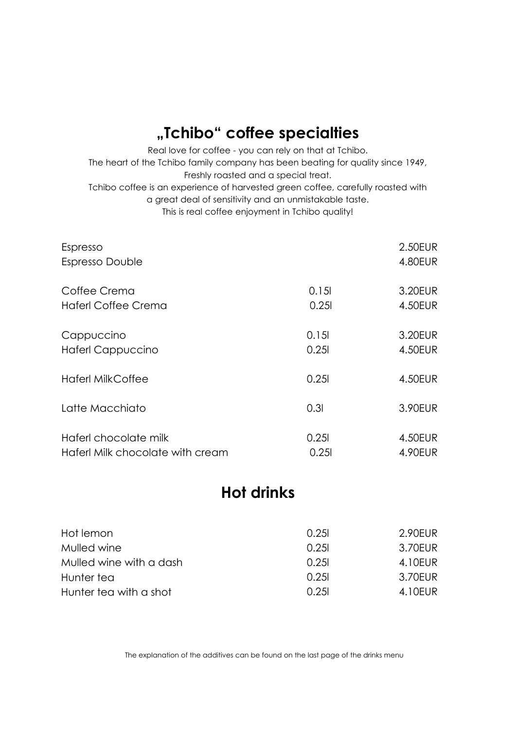## „Tchibo" coffee specialties

Real love for coffee - you can rely on that at Tchibo.
The heart of the Tchibo family company has been beating for quality since 1949,
Freshly roasted and a special treat.
Tchibo coffee is an experience of harvested green coffee, carefully roasted with
a great deal of sensitivity and an unmistakable taste.
This is real coffee enjoyment in Tchibo quality!

| | | |
|---|---|---|
| Espresso | | 2.50EUR |
| Espresso Double | | 4.80EUR |
| Coffee Crema | 0.15l | 3.20EUR |
| Haferl Coffee Crema | 0.25l | 4.50EUR |
| Cappuccino | 0.15l | 3.20EUR |
| Haferl Cappuccino | 0.25l | 4.50EUR |
| Haferl MilkCoffee | 0.25l | 4.50EUR |
| Latte Macchiato | 0.3l | 3.90EUR |
| Haferl chocolate milk | 0.25l | 4.50EUR |
| Haferl Milk chocolate with cream | 0.25l | 4.90EUR |

## Hot drinks

| | | |
|---|---|---|
| Hot lemon | 0.25l | 2.90EUR |
| Mulled wine | 0.25l | 3.70EUR |
| Mulled wine with a dash | 0.25l | 4.10EUR |
| Hunter tea | 0.25l | 3.70EUR |
| Hunter tea with a shot | 0.25l | 4.10EUR |

The explanation of the additives can be found on the last page of the drinks menu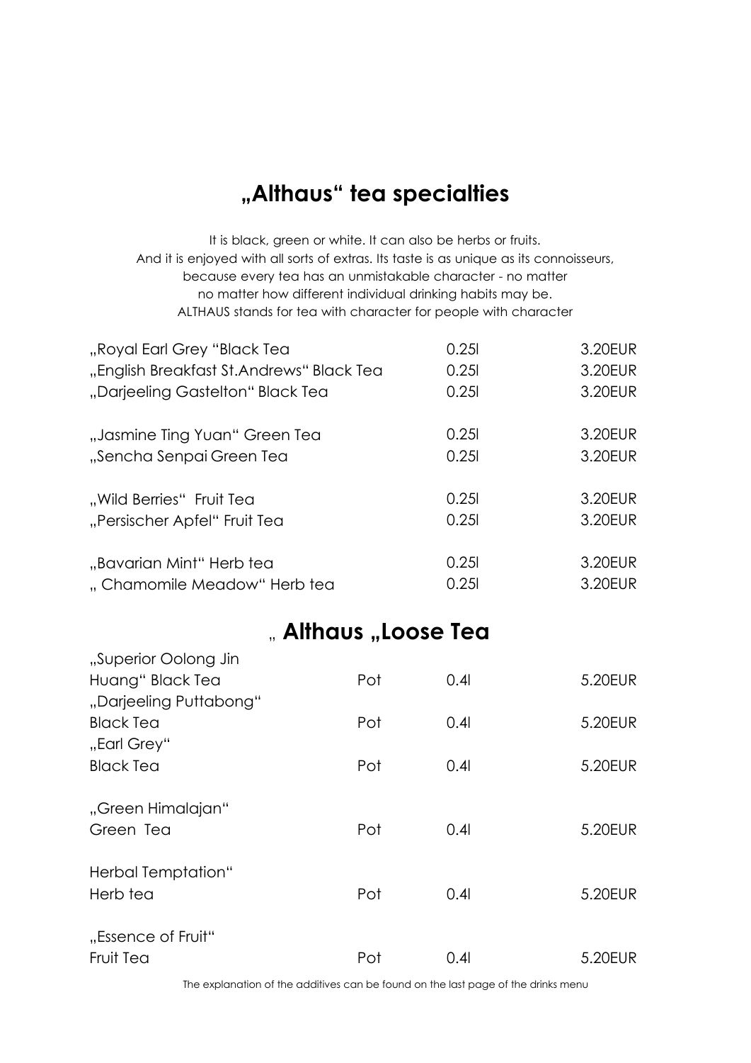# „Althaus“ tea specialties

It is black, green or white. It can also be herbs or fruits.
And it is enjoyed with all sorts of extras. Its taste is as unique as its connoisseurs,
because every tea has an unmistakable character - no matter
no matter how different individual drinking habits may be.
ALTHAUS stands for tea with character for people with character

| | | |
|---|---|---|
| „Royal Earl Grey “Black Tea | 0.25l | 3.20EUR |
| „English Breakfast St.Andrews“ Black Tea | 0.25l | 3.20EUR |
| „Darjeeling Gastelton“ Black Tea | 0.25l | 3.20EUR |
| „Jasmine Ting Yuan“ Green Tea | 0.25l | 3.20EUR |
| „Sencha Senpai Green Tea | 0.25l | 3.20EUR |
| „Wild Berries“ Fruit Tea | 0.25l | 3.20EUR |
| „Persischer Apfel“ Fruit Tea | 0.25l | 3.20EUR |
| „Bavarian Mint“ Herb tea | 0.25l | 3.20EUR |
| „ Chamomile Meadow“ Herb tea | 0.25l | 3.20EUR |

# „ Althaus „Loose Tea

| | | | |
|---|---|---|---|
| „Superior Oolong Jin Huang“ Black Tea | Pot | 0.4l | 5.20EUR |
| „Darjeeling Puttabong“ Black Tea | Pot | 0.4l | 5.20EUR |
| „Earl Grey“ Black Tea | Pot | 0.4l | 5.20EUR |
| „Green Himalajan“ Green Tea | Pot | 0.4l | 5.20EUR |
| Herbal Temptation“ Herb tea | Pot | 0.4l | 5.20EUR |
| „Essence of Fruit“ Fruit Tea | Pot | 0.4l | 5.20EUR |

The explanation of the additives can be found on the last page of the drinks menu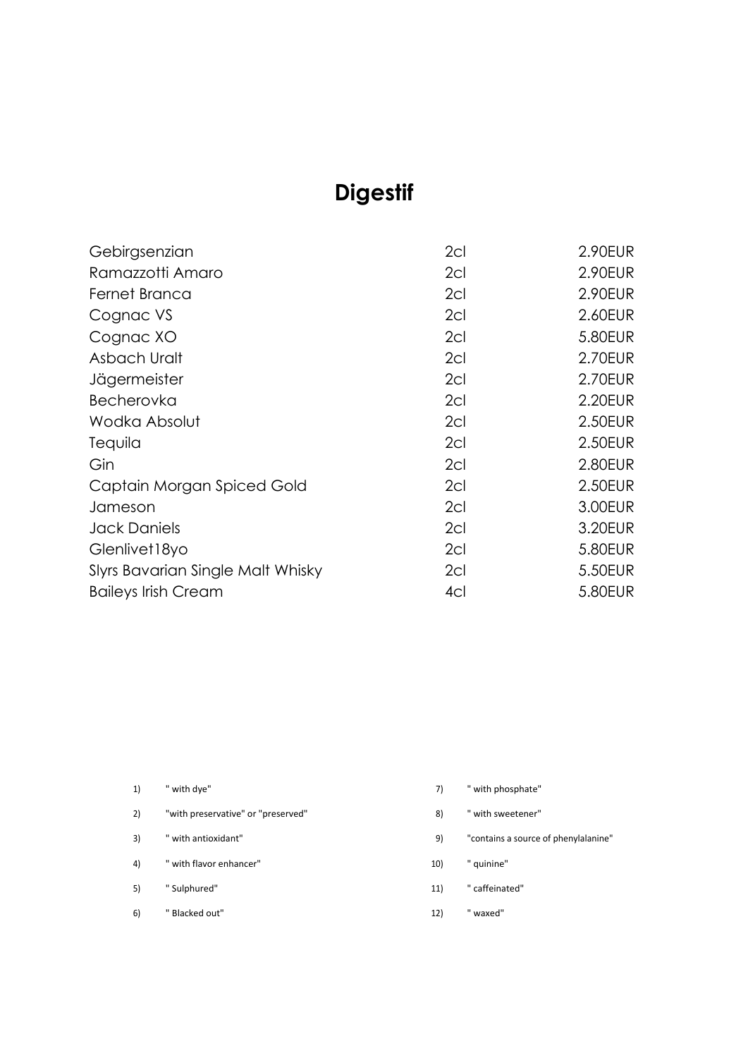# Digestif

| | | |
|---|---|---|
| Gebirgsenzian | 2cl | 2.90EUR |
| Ramazzotti Amaro | 2cl | 2.90EUR |
| Fernet Branca | 2cl | 2.90EUR |
| Cognac VS | 2cl | 2.60EUR |
| Cognac XO | 2cl | 5.80EUR |
| Asbach Uralt | 2cl | 2.70EUR |
| Jägermeister | 2cl | 2.70EUR |
| Becherovka | 2cl | 2.20EUR |
| Wodka Absolut | 2cl | 2.50EUR |
| Tequila | 2cl | 2.50EUR |
| Gin | 2cl | 2.80EUR |
| Captain Morgan Spiced Gold | 2cl | 2.50EUR |
| Jameson | 2cl | 3.00EUR |
| Jack Daniels | 2cl | 3.20EUR |
| Glenlivet18yo | 2cl | 5.80EUR |
| Slyrs Bavarian Single Malt Whisky | 2cl | 5.50EUR |
| Baileys Irish Cream | 4cl | 5.80EUR |

1) " with dye"
2) "with preservative" or "preserved"
3) " with antioxidant"
4) " with flavor enhancer"
5) " Sulphured"
6) " Blacked out"
7) " with phosphate"
8) " with sweetener"
9) "contains a source of phenylalanine"
10) " quinine"
11) " caffeinated"
12) " waxed"